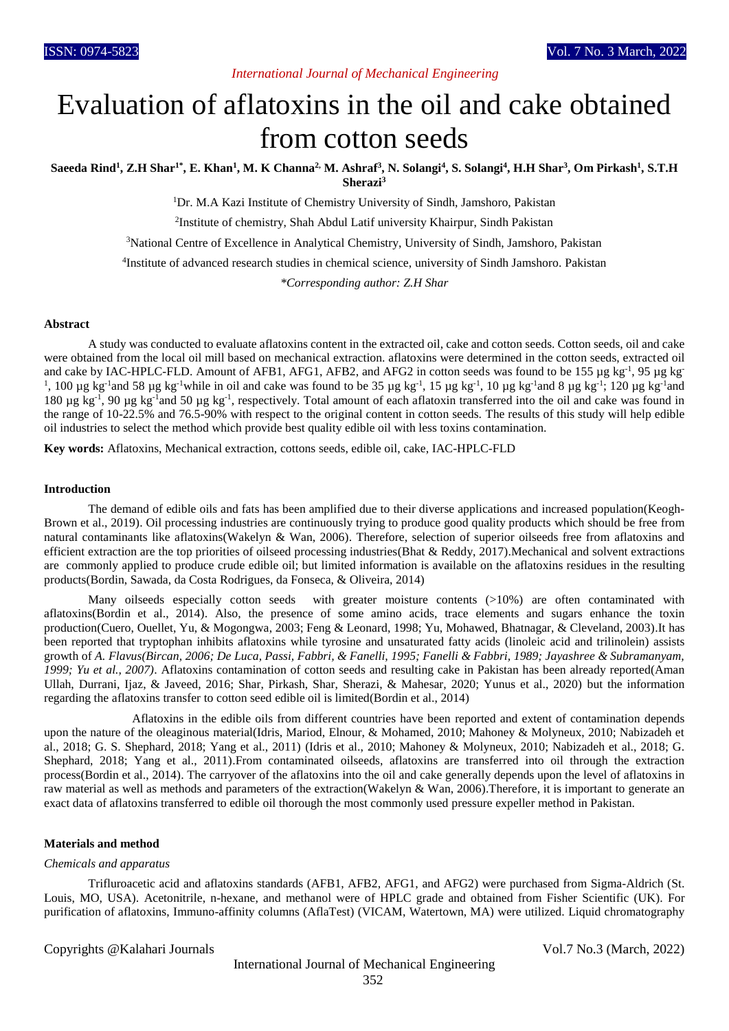# Evaluation of aflatoxins in the oil and cake obtained from cotton seeds

**Saeeda Rind[1], Z.H Shar[1*], E. Khan[1], M. K Channa[2], M. Ashraf[3], N. Solangi[4], S. Solangi[4], H.H Shar[3], Om Pirkash[1], S.T.H Sherazi[3]**

[1]Dr. M.A Kazi Institute of Chemistry University of Sindh, Jamshoro, Pakistan

[2]Institute of chemistry, Shah Abdul Latif university Khairpur, Sindh Pakistan

[3]National Centre of Excellence in Analytical Chemistry, University of Sindh, Jamshoro, Pakistan

[4]Institute of advanced research studies in chemical science, university of Sindh Jamshoro. Pakistan

*\*Corresponding author: Z.H Shar*

### Abstract

A study was conducted to evaluate aflatoxins content in the extracted oil, cake and cotton seeds. Cotton seeds, oil and cake were obtained from the local oil mill based on mechanical extraction. aflatoxins were determined in the cotton seeds, extracted oil and cake by IAC-HPLC-FLD. Amount of AFB1, AFG1, AFB2, and AFG2 in cotton seeds was found to be 155 µg $kg^{-1}$, 95 µg $kg^{-1}$, 100 µg $kg^{-1}$and 58 µg $kg^{-1}$while in oil and cake was found to be 35 µg $kg^{-1}$, 15 µg $kg^{-1}$, 10 µg $kg^{-1}$and 8 µg $kg^{-1}$; 120 µg $kg^{-1}$and 180 µg $kg^{-1}$, 90 µg $kg^{-1}$and 50 µg $kg^{-1}$, respectively. Total amount of each aflatoxin transferred into the oil and cake was found in the range of 10-22.5% and 76.5-90% with respect to the original content in cotton seeds. The results of this study will help edible oil industries to select the method which provide best quality edible oil with less toxins contamination.

**Key words:** Aflatoxins, Mechanical extraction, cottons seeds, edible oil, cake, IAC-HPLC-FLD

### Introduction

The demand of edible oils and fats has been amplified due to their diverse applications and increased population(Keogh-Brown et al., 2019). Oil processing industries are continuously trying to produce good quality products which should be free from natural contaminants like aflatoxins(Wakelyn & Wan, 2006). Therefore, selection of superior oilseeds free from aflatoxins and efficient extraction are the top priorities of oilseed processing industries(Bhat & Reddy, 2017).Mechanical and solvent extractions are commonly applied to produce crude edible oil; but limited information is available on the aflatoxins residues in the resulting products(Bordin, Sawada, da Costa Rodrigues, da Fonseca, & Oliveira, 2014)

Many oilseeds especially cotton seeds with greater moisture contents (>10%) are often contaminated with aflatoxins(Bordin et al., 2014). Also, the presence of some amino acids, trace elements and sugars enhance the toxin production(Cuero, Ouellet, Yu, & Mogongwa, 2003; Feng & Leonard, 1998; Yu, Mohawed, Bhatnagar, & Cleveland, 2003).It has been reported that tryptophan inhibits aflatoxins while tyrosine and unsaturated fatty acids (linoleic acid and trilinolein) assists growth of *A. Flavus(Bircan, 2006; De Luca, Passi, Fabbri, & Fanelli, 1995; Fanelli & Fabbri, 1989; Jayashree & Subramanyam, 1999; Yu et al., 2007)*. Aflatoxins contamination of cotton seeds and resulting cake in Pakistan has been already reported(Aman Ullah, Durrani, Ijaz, & Javeed, 2016; Shar, Pirkash, Shar, Sherazi, & Mahesar, 2020; Yunus et al., 2020) but the information regarding the aflatoxins transfer to cotton seed edible oil is limited(Bordin et al., 2014)

Aflatoxins in the edible oils from different countries have been reported and extent of contamination depends upon the nature of the oleaginous material(Idris, Mariod, Elnour, & Mohamed, 2010; Mahoney & Molyneux, 2010; Nabizadeh et al., 2018; G. S. Shephard, 2018; Yang et al., 2011) (Idris et al., 2010; Mahoney & Molyneux, 2010; Nabizadeh et al., 2018; G. Shephard, 2018; Yang et al., 2011).From contaminated oilseeds, aflatoxins are transferred into oil through the extraction process(Bordin et al., 2014). The carryover of the aflatoxins into the oil and cake generally depends upon the level of aflatoxins in raw material as well as methods and parameters of the extraction(Wakelyn & Wan, 2006).Therefore, it is important to generate an exact data of aflatoxins transferred to edible oil thorough the most commonly used pressure expeller method in Pakistan.

### Materials and method

#### *Chemicals and apparatus*

Trifluroacetic acid and aflatoxins standards (AFB1, AFB2, AFG1, and AFG2) were purchased from Sigma-Aldrich (St. Louis, MO, USA). Acetonitrile, n-hexane, and methanol were of HPLC grade and obtained from Fisher Scientific (UK). For purification of aflatoxins, Immuno-affinity columns (AflaTest) (VICAM, Watertown, MA) were utilized. Liquid chromatography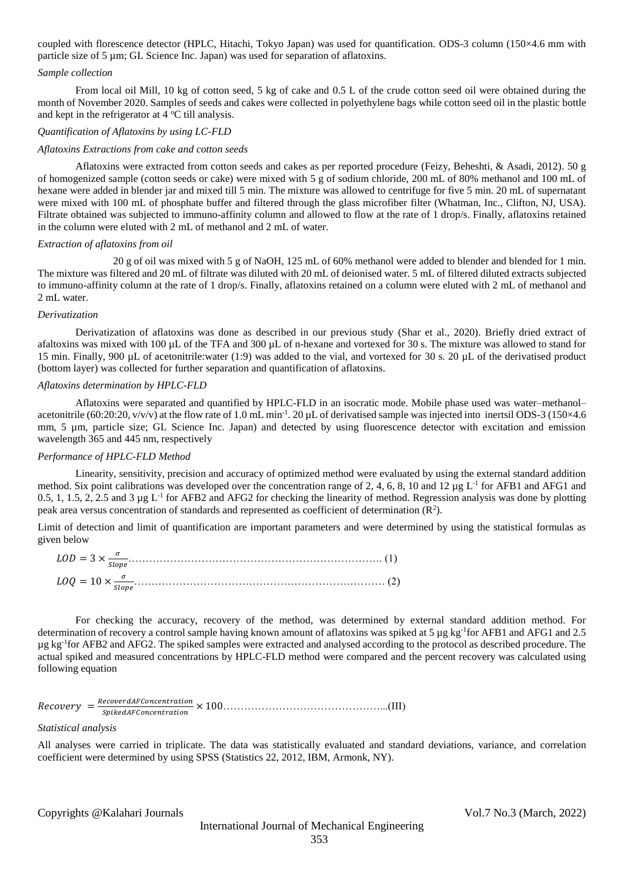coupled with florescence detector (HPLC, Hitachi, Tokyo Japan) was used for quantification. ODS-3 column (150×4.6 mm with particle size of 5 µm; GL Science Inc. Japan) was used for separation of aflatoxins.

*Sample collection*

From local oil Mill, 10 kg of cotton seed, 5 kg of cake and 0.5 L of the crude cotton seed oil were obtained during the month of November 2020. Samples of seeds and cakes were collected in polyethylene bags while cotton seed oil in the plastic bottle and kept in the refrigerator at 4 °C till analysis.

*Quantification of Aflatoxins by using LC-FLD*

*Aflatoxins Extractions from cake and cotton seeds*

Aflatoxins were extracted from cotton seeds and cakes as per reported procedure (Feizy, Beheshti, & Asadi, 2012). 50 g of homogenized sample (cotton seeds or cake) were mixed with 5 g of sodium chloride, 200 mL of 80% methanol and 100 mL of hexane were added in blender jar and mixed till 5 min. The mixture was allowed to centrifuge for five 5 min. 20 mL of supernatant were mixed with 100 mL of phosphate buffer and filtered through the glass microfiber filter (Whatman, Inc., Clifton, NJ, USA). Filtrate obtained was subjected to immuno-affinity column and allowed to flow at the rate of 1 drop/s. Finally, aflatoxins retained in the column were eluted with 2 mL of methanol and 2 mL of water.

*Extraction of aflatoxins from oil*

20 g of oil was mixed with 5 g of NaOH, 125 mL of 60% methanol were added to blender and blended for 1 min. The mixture was filtered and 20 mL of filtrate was diluted with 20 mL of deionised water. 5 mL of filtered diluted extracts subjected to immuno-affinity column at the rate of 1 drop/s. Finally, aflatoxins retained on a column were eluted with 2 mL of methanol and 2 mL water.

*Derivatization*

Derivatization of aflatoxins was done as described in our previous study (Shar et al., 2020). Briefly dried extract of afaltoxins was mixed with 100 µL of the TFA and 300 µL of n-hexane and vortexed for 30 s. The mixture was allowed to stand for 15 min. Finally, 900 µL of acetonitrile:water (1:9) was added to the vial, and vortexed for 30 s. 20 µL of the derivatised product (bottom layer) was collected for further separation and quantification of aflatoxins.

*Aflatoxins determination by HPLC-FLD*

Aflatoxins were separated and quantified by HPLC-FLD in an isocratic mode. Mobile phase used was water–methanol–acetonitrile (60:20:20, v/v/v) at the flow rate of 1.0 mL min$^{-1}$. 20 µL of derivatised sample was injected into inertsil ODS-3 (150×4.6 mm, 5 µm, particle size; GL Science Inc. Japan) and detected by using fluorescence detector with excitation and emission wavelength 365 and 445 nm, respectively

*Performance of HPLC-FLD Method*

Linearity, sensitivity, precision and accuracy of optimized method were evaluated by using the external standard addition method. Six point calibrations was developed over the concentration range of 2, 4, 6, 8, 10 and 12 µg L$^{-1}$ for AFB1 and AFG1 and 0.5, 1, 1.5, 2, 2.5 and 3 µg L$^{-1}$ for AFB2 and AFG2 for checking the linearity of method. Regression analysis was done by plotting peak area versus concentration of standards and represented as coefficient of determination ($R^2$).

Limit of detection and limit of quantification are important parameters and were determined by using the statistical formulas as given below

$$LOD = 3 \times \frac{\sigma}{Slope} \quad (1)$$

$$LOQ = 10 \times \frac{\sigma}{Slope} \quad (2)$$

For checking the accuracy, recovery of the method, was determined by external standard addition method. For determination of recovery a control sample having known amount of aflatoxins was spiked at 5 µg kg$^{-1}$for AFB1 and AFG1 and 2.5 µg kg$^{-1}$for AFB2 and AFG2. The spiked samples were extracted and analysed according to the protocol as described procedure. The actual spiked and measured concentrations by HPLC-FLD method were compared and the percent recovery was calculated using following equation

$$Recovery = \frac{RecoverdAFConcentration}{SpikedAFConcentration} \times 100 \quad (III)$$

*Statistical analysis*

All analyses were carried in triplicate. The data was statistically evaluated and standard deviations, variance, and correlation coefficient were determined by using SPSS (Statistics 22, 2012, IBM, Armonk, NY).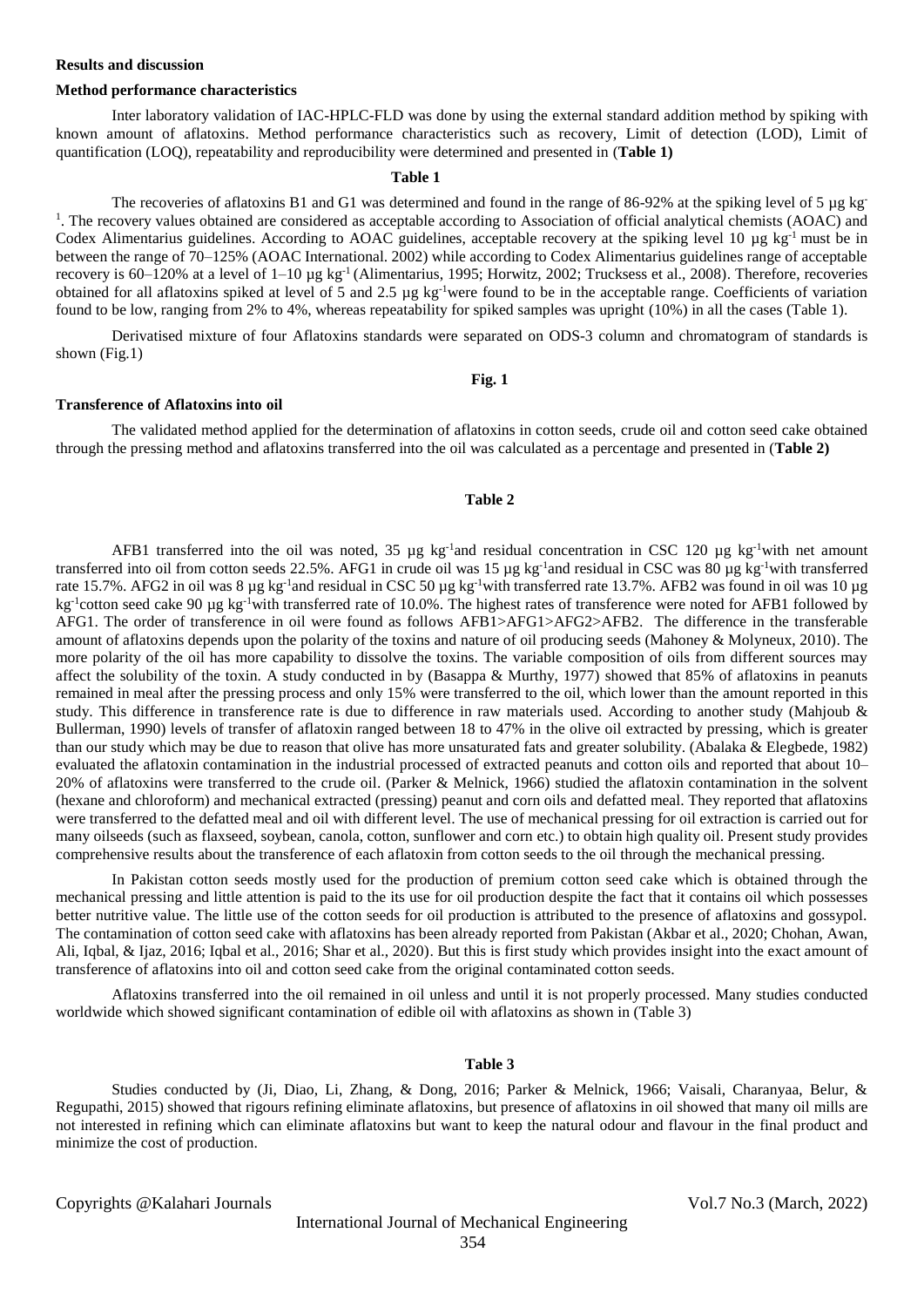### Results and discussion

### Method performance characteristics

Inter laboratory validation of IAC-HPLC-FLD was done by using the external standard addition method by spiking with known amount of aflatoxins. Method performance characteristics such as recovery, Limit of detection (LOD), Limit of quantification (LOQ), repeatability and reproducibility were determined and presented in (**Table 1)**

**Table 1**

The recoveries of aflatoxins B1 and G1 was determined and found in the range of 86-92% at the spiking level of 5 µg kg$^{-1}$. The recovery values obtained are considered as acceptable according to Association of official analytical chemists (AOAC) and Codex Alimentarius guidelines. According to AOAC guidelines, acceptable recovery at the spiking level 10 µg kg$^{-1}$ must be in between the range of 70–125% (AOAC International. 2002) while according to Codex Alimentarius guidelines range of acceptable recovery is 60–120% at a level of 1–10 µg kg$^{-1}$ (Alimentarius, 1995; Horwitz, 2002; Trucksess et al., 2008). Therefore, recoveries obtained for all aflatoxins spiked at level of 5 and 2.5 µg kg$^{-1}$were found to be in the acceptable range. Coefficients of variation found to be low, ranging from 2% to 4%, whereas repeatability for spiked samples was upright (10%) in all the cases (Table 1).

Derivatised mixture of four Aflatoxins standards were separated on ODS-3 column and chromatogram of standards is shown (Fig.1)

**Fig. 1**

### Transference of Aflatoxins into oil

The validated method applied for the determination of aflatoxins in cotton seeds, crude oil and cotton seed cake obtained through the pressing method and aflatoxins transferred into the oil was calculated as a percentage and presented in (**Table 2)**

**Table 2**

AFB1 transferred into the oil was noted, 35 µg kg$^{-1}$and residual concentration in CSC 120 µg kg$^{-1}$with net amount transferred into oil from cotton seeds 22.5%. AFG1 in crude oil was 15 µg kg$^{-1}$and residual in CSC was 80 µg kg$^{-1}$with transferred rate 15.7%. AFG2 in oil was 8 µg kg$^{-1}$and residual in CSC 50 µg kg$^{-1}$with transferred rate 13.7%. AFB2 was found in oil was 10 µg kg$^{-1}$cotton seed cake 90 µg kg$^{-1}$with transferred rate of 10.0%. The highest rates of transference were noted for AFB1 followed by AFG1. The order of transference in oil were found as follows AFB1>AFG1>AFG2>AFB2. The difference in the transferable amount of aflatoxins depends upon the polarity of the toxins and nature of oil producing seeds (Mahoney & Molyneux, 2010). The more polarity of the oil has more capability to dissolve the toxins. The variable composition of oils from different sources may affect the solubility of the toxin. A study conducted in by (Basappa & Murthy, 1977) showed that 85% of aflatoxins in peanuts remained in meal after the pressing process and only 15% were transferred to the oil, which lower than the amount reported in this study. This difference in transference rate is due to difference in raw materials used. According to another study (Mahjoub & Bullerman, 1990) levels of transfer of aflatoxin ranged between 18 to 47% in the olive oil extracted by pressing, which is greater than our study which may be due to reason that olive has more unsaturated fats and greater solubility. (Abalaka & Elegbede, 1982) evaluated the aflatoxin contamination in the industrial processed of extracted peanuts and cotton oils and reported that about 10–20% of aflatoxins were transferred to the crude oil. (Parker & Melnick, 1966) studied the aflatoxin contamination in the solvent (hexane and chloroform) and mechanical extracted (pressing) peanut and corn oils and defatted meal. They reported that aflatoxins were transferred to the defatted meal and oil with different level. The use of mechanical pressing for oil extraction is carried out for many oilseeds (such as flaxseed, soybean, canola, cotton, sunflower and corn etc.) to obtain high quality oil. Present study provides comprehensive results about the transference of each aflatoxin from cotton seeds to the oil through the mechanical pressing.

In Pakistan cotton seeds mostly used for the production of premium cotton seed cake which is obtained through the mechanical pressing and little attention is paid to the its use for oil production despite the fact that it contains oil which possesses better nutritive value. The little use of the cotton seeds for oil production is attributed to the presence of aflatoxins and gossypol. The contamination of cotton seed cake with aflatoxins has been already reported from Pakistan (Akbar et al., 2020; Chohan, Awan, Ali, Iqbal, & Ijaz, 2016; Iqbal et al., 2016; Shar et al., 2020). But this is first study which provides insight into the exact amount of transference of aflatoxins into oil and cotton seed cake from the original contaminated cotton seeds.

Aflatoxins transferred into the oil remained in oil unless and until it is not properly processed. Many studies conducted worldwide which showed significant contamination of edible oil with aflatoxins as shown in (Table 3)

**Table 3**

Studies conducted by (Ji, Diao, Li, Zhang, & Dong, 2016; Parker & Melnick, 1966; Vaisali, Charanyaa, Belur, & Regupathi, 2015) showed that rigours refining eliminate aflatoxins, but presence of aflatoxins in oil showed that many oil mills are not interested in refining which can eliminate aflatoxins but want to keep the natural odour and flavour in the final product and minimize the cost of production.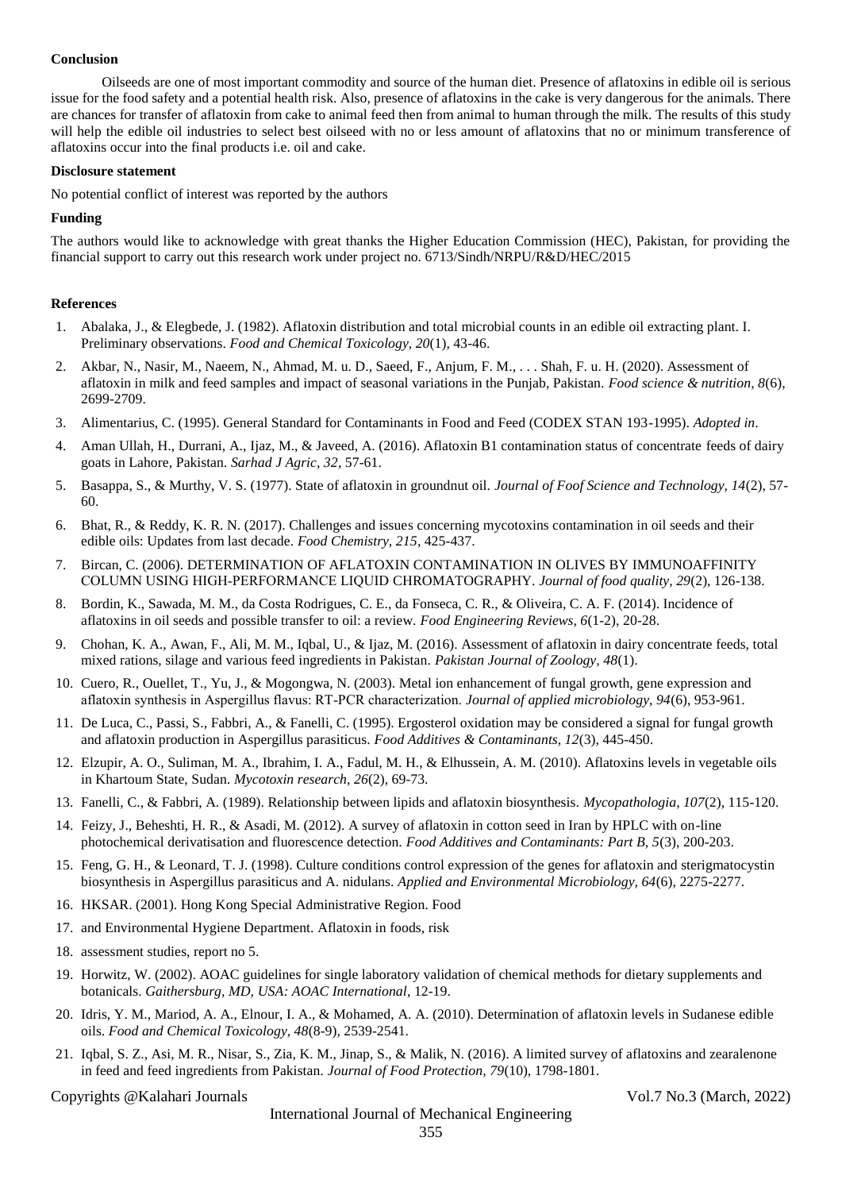## Conclusion

Oilseeds are one of most important commodity and source of the human diet. Presence of aflatoxins in edible oil is serious issue for the food safety and a potential health risk. Also, presence of aflatoxins in the cake is very dangerous for the animals. There are chances for transfer of aflatoxin from cake to animal feed then from animal to human through the milk. The results of this study will help the edible oil industries to select best oilseed with no or less amount of aflatoxins that no or minimum transference of aflatoxins occur into the final products i.e. oil and cake.

## Disclosure statement

No potential conflict of interest was reported by the authors

## Funding

The authors would like to acknowledge with great thanks the Higher Education Commission (HEC), Pakistan, for providing the financial support to carry out this research work under project no. 6713/Sindh/NRPU/R&D/HEC/2015

## References

1. Abalaka, J., & Elegbede, J. (1982). Aflatoxin distribution and total microbial counts in an edible oil extracting plant. I. Preliminary observations. *Food and Chemical Toxicology, 20*(1), 43-46.
2. Akbar, N., Nasir, M., Naeem, N., Ahmad, M. u. D., Saeed, F., Anjum, F. M., . . . Shah, F. u. H. (2020). Assessment of aflatoxin in milk and feed samples and impact of seasonal variations in the Punjab, Pakistan. *Food science & nutrition, 8*(6), 2699-2709.
3. Alimentarius, C. (1995). General Standard for Contaminants in Food and Feed (CODEX STAN 193-1995). *Adopted in*.
4. Aman Ullah, H., Durrani, A., Ijaz, M., & Javeed, A. (2016). Aflatoxin B1 contamination status of concentrate feeds of dairy goats in Lahore, Pakistan. *Sarhad J Agric, 32*, 57-61.
5. Basappa, S., & Murthy, V. S. (1977). State of aflatoxin in groundnut oil. *Journal of Foof Science and Technology, 14*(2), 57-60.
6. Bhat, R., & Reddy, K. R. N. (2017). Challenges and issues concerning mycotoxins contamination in oil seeds and their edible oils: Updates from last decade. *Food Chemistry, 215*, 425-437.
7. Bircan, C. (2006). DETERMINATION OF AFLATOXIN CONTAMINATION IN OLIVES BY IMMUNOAFFINITY COLUMN USING HIGH-PERFORMANCE LIQUID CHROMATOGRAPHY. *Journal of food quality, 29*(2), 126-138.
8. Bordin, K., Sawada, M. M., da Costa Rodrigues, C. E., da Fonseca, C. R., & Oliveira, C. A. F. (2014). Incidence of aflatoxins in oil seeds and possible transfer to oil: a review. *Food Engineering Reviews, 6*(1-2), 20-28.
9. Chohan, K. A., Awan, F., Ali, M. M., Iqbal, U., & Ijaz, M. (2016). Assessment of aflatoxin in dairy concentrate feeds, total mixed rations, silage and various feed ingredients in Pakistan. *Pakistan Journal of Zoology, 48*(1).
10. Cuero, R., Ouellet, T., Yu, J., & Mogongwa, N. (2003). Metal ion enhancement of fungal growth, gene expression and aflatoxin synthesis in Aspergillus flavus: RT-PCR characterization. *Journal of applied microbiology, 94*(6), 953-961.
11. De Luca, C., Passi, S., Fabbri, A., & Fanelli, C. (1995). Ergosterol oxidation may be considered a signal for fungal growth and aflatoxin production in Aspergillus parasiticus. *Food Additives & Contaminants, 12*(3), 445-450.
12. Elzupir, A. O., Suliman, M. A., Ibrahim, I. A., Fadul, M. H., & Elhussein, A. M. (2010). Aflatoxins levels in vegetable oils in Khartoum State, Sudan. *Mycotoxin research, 26*(2), 69-73.
13. Fanelli, C., & Fabbri, A. (1989). Relationship between lipids and aflatoxin biosynthesis. *Mycopathologia, 107*(2), 115-120.
14. Feizy, J., Beheshti, H. R., & Asadi, M. (2012). A survey of aflatoxin in cotton seed in Iran by HPLC with on-line photochemical derivatisation and fluorescence detection. *Food Additives and Contaminants: Part B, 5*(3), 200-203.
15. Feng, G. H., & Leonard, T. J. (1998). Culture conditions control expression of the genes for aflatoxin and sterigmatocystin biosynthesis in Aspergillus parasiticus and A. nidulans. *Applied and Environmental Microbiology, 64*(6), 2275-2277.
16. HKSAR. (2001). Hong Kong Special Administrative Region. Food
17. and Environmental Hygiene Department. Aflatoxin in foods, risk
18. assessment studies, report no 5.
19. Horwitz, W. (2002). AOAC guidelines for single laboratory validation of chemical methods for dietary supplements and botanicals. *Gaithersburg, MD, USA: AOAC International*, 12-19.
20. Idris, Y. M., Mariod, A. A., Elnour, I. A., & Mohamed, A. A. (2010). Determination of aflatoxin levels in Sudanese edible oils. *Food and Chemical Toxicology, 48*(8-9), 2539-2541.
21. Iqbal, S. Z., Asi, M. R., Nisar, S., Zia, K. M., Jinap, S., & Malik, N. (2016). A limited survey of aflatoxins and zearalenone in feed and feed ingredients from Pakistan. *Journal of Food Protection, 79*(10), 1798-1801.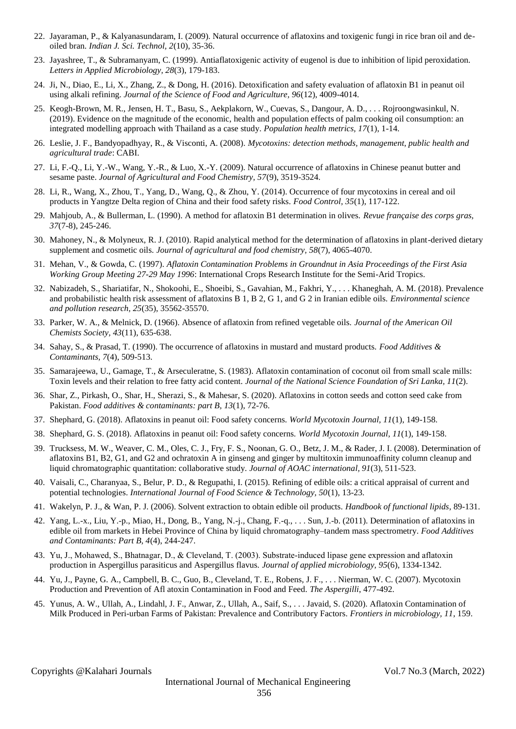22. Jayaraman, P., & Kalyanasundaram, I. (2009). Natural occurrence of aflatoxins and toxigenic fungi in rice bran oil and de-oiled bran. *Indian J. Sci. Technol, 2*(10), 35-36.
23. Jayashree, T., & Subramanyam, C. (1999). Antiaflatoxigenic activity of eugenol is due to inhibition of lipid peroxidation. *Letters in Applied Microbiology, 28*(3), 179-183.
24. Ji, N., Diao, E., Li, X., Zhang, Z., & Dong, H. (2016). Detoxification and safety evaluation of aflatoxin B1 in peanut oil using alkali refining. *Journal of the Science of Food and Agriculture, 96*(12), 4009-4014.
25. Keogh-Brown, M. R., Jensen, H. T., Basu, S., Aekplakorn, W., Cuevas, S., Dangour, A. D., . . . Rojroongwasinkul, N. (2019). Evidence on the magnitude of the economic, health and population effects of palm cooking oil consumption: an integrated modelling approach with Thailand as a case study. *Population health metrics, 17*(1), 1-14.
26. Leslie, J. F., Bandyopadhyay, R., & Visconti, A. (2008). *Mycotoxins: detection methods, management, public health and agricultural trade*: CABI.
27. Li, F.-Q., Li, Y.-W., Wang, Y.-R., & Luo, X.-Y. (2009). Natural occurrence of aflatoxins in Chinese peanut butter and sesame paste. *Journal of Agricultural and Food Chemistry, 57*(9), 3519-3524.
28. Li, R., Wang, X., Zhou, T., Yang, D., Wang, Q., & Zhou, Y. (2014). Occurrence of four mycotoxins in cereal and oil products in Yangtze Delta region of China and their food safety risks. *Food Control, 35*(1), 117-122.
29. Mahjoub, A., & Bullerman, L. (1990). A method for aflatoxin B1 determination in olives. *Revue française des corps gras, 37*(7-8), 245-246.
30. Mahoney, N., & Molyneux, R. J. (2010). Rapid analytical method for the determination of aflatoxins in plant-derived dietary supplement and cosmetic oils. *Journal of agricultural and food chemistry, 58*(7), 4065-4070.
31. Mehan, V., & Gowda, C. (1997). *Aflatoxin Contamination Problems in Groundnut in Asia Proceedings of the First Asia Working Group Meeting 27-29 May 1996*: International Crops Research Institute for the Semi-Arid Tropics.
32. Nabizadeh, S., Shariatifar, N., Shokoohi, E., Shoeibi, S., Gavahian, M., Fakhri, Y., . . . Khaneghah, A. M. (2018). Prevalence and probabilistic health risk assessment of aflatoxins B 1, B 2, G 1, and G 2 in Iranian edible oils. *Environmental science and pollution research, 25*(35), 35562-35570.
33. Parker, W. A., & Melnick, D. (1966). Absence of aflatoxin from refined vegetable oils. *Journal of the American Oil Chemists Society, 43*(11), 635-638.
34. Sahay, S., & Prasad, T. (1990). The occurrence of aflatoxins in mustard and mustard products. *Food Additives & Contaminants, 7*(4), 509-513.
35. Samarajeewa, U., Gamage, T., & Arseculeratne, S. (1983). Aflatoxin contamination of coconut oil from small scale mills: Toxin levels and their relation to free fatty acid content. *Journal of the National Science Foundation of Sri Lanka, 11*(2).
36. Shar, Z., Pirkash, O., Shar, H., Sherazi, S., & Mahesar, S. (2020). Aflatoxins in cotton seeds and cotton seed cake from Pakistan. *Food additives & contaminants: part B, 13*(1), 72-76.
37. Shephard, G. (2018). Aflatoxins in peanut oil: Food safety concerns. *World Mycotoxin Journal, 11*(1), 149-158.
38. Shephard, G. S. (2018). Aflatoxins in peanut oil: Food safety concerns. *World Mycotoxin Journal, 11*(1), 149-158.
39. Trucksess, M. W., Weaver, C. M., Oles, C. J., Fry, F. S., Noonan, G. O., Betz, J. M., & Rader, J. I. (2008). Determination of aflatoxins B1, B2, G1, and G2 and ochratoxin A in ginseng and ginger by multitoxin immunoaffinity column cleanup and liquid chromatographic quantitation: collaborative study. *Journal of AOAC international, 91*(3), 511-523.
40. Vaisali, C., Charanyaa, S., Belur, P. D., & Regupathi, I. (2015). Refining of edible oils: a critical appraisal of current and potential technologies. *International Journal of Food Science & Technology, 50*(1), 13-23.
41. Wakelyn, P. J., & Wan, P. J. (2006). Solvent extraction to obtain edible oil products. *Handbook of functional lipids*, 89-131.
42. Yang, L.-x., Liu, Y.-p., Miao, H., Dong, B., Yang, N.-j., Chang, F.-q., . . . Sun, J.-b. (2011). Determination of aflatoxins in edible oil from markets in Hebei Province of China by liquid chromatography–tandem mass spectrometry. *Food Additives and Contaminants: Part B, 4*(4), 244-247.
43. Yu, J., Mohawed, S., Bhatnagar, D., & Cleveland, T. (2003). Substrate-induced lipase gene expression and aflatoxin production in Aspergillus parasiticus and Aspergillus flavus. *Journal of applied microbiology, 95*(6), 1334-1342.
44. Yu, J., Payne, G. A., Campbell, B. C., Guo, B., Cleveland, T. E., Robens, J. F., . . . Nierman, W. C. (2007). Mycotoxin Production and Prevention of Afl atoxin Contamination in Food and Feed. *The Aspergilli*, 477-492.
45. Yunus, A. W., Ullah, A., Lindahl, J. F., Anwar, Z., Ullah, A., Saif, S., . . . Javaid, S. (2020). Aflatoxin Contamination of Milk Produced in Peri-urban Farms of Pakistan: Prevalence and Contributory Factors. *Frontiers in microbiology, 11*, 159.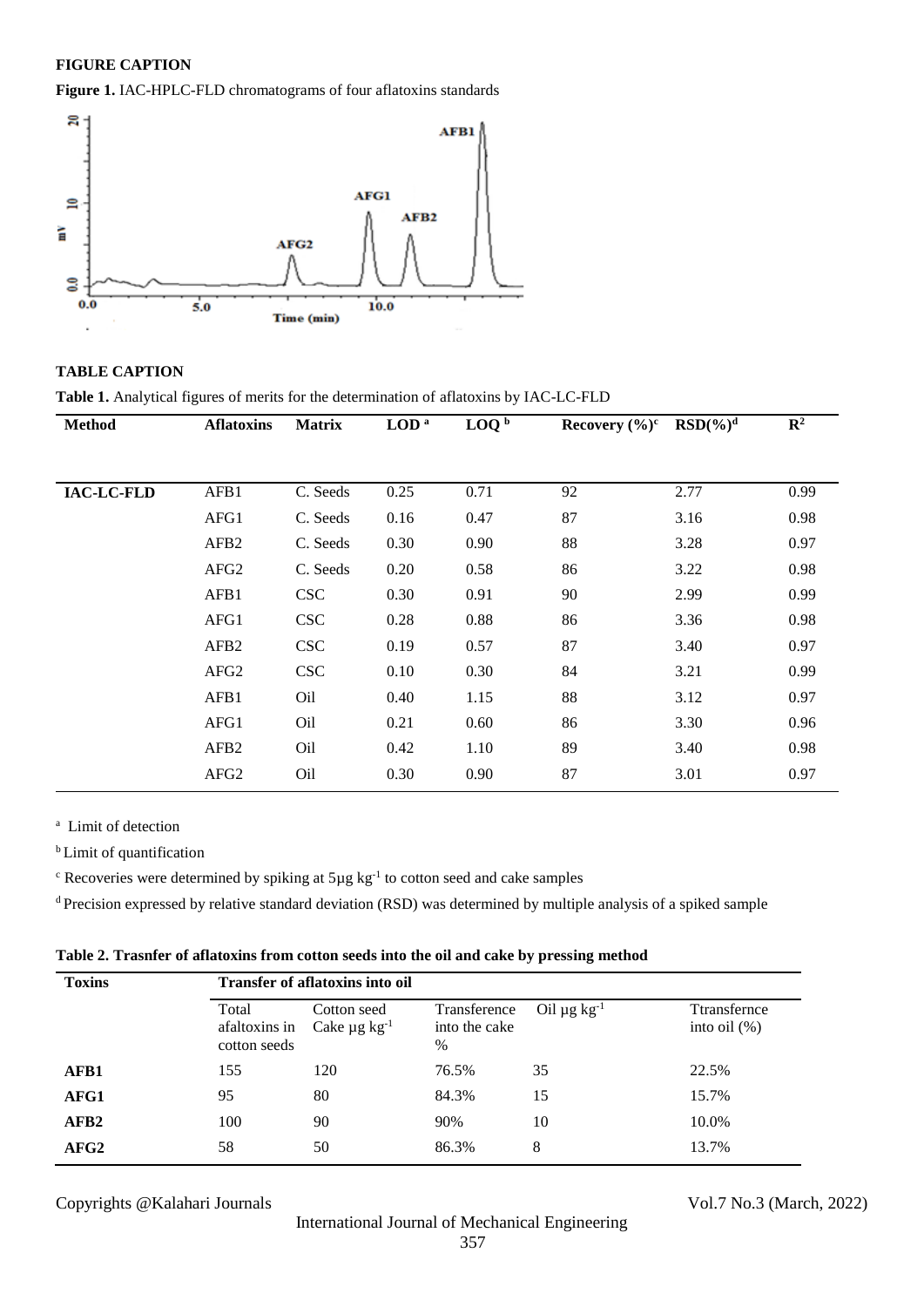**FIGURE CAPTION**

**Figure 1.** IAC-HPLC-FLD chromatograms of four aflatoxins standards

20
10
0.0
mV
0.0
5.0
10.0
Time (min)
AFG2
AFG1
AFB2
AFB1

**TABLE CAPTION**

**Table 1.** Analytical figures of merits for the determination of aflatoxins by IAC-LC-FLD

| Method | Aflatoxins | Matrix | LOD [a] | LOQ [b] | Recovery (%)[c] | RSD(%)[d] | $R^2$ |
|---|---|---|---|---|---|---|---|
| **IAC-LC-FLD** | AFB1 | C. Seeds | 0.25 | 0.71 | 92 | 2.77 | 0.99 |
| | AFG1 | C. Seeds | 0.16 | 0.47 | 87 | 3.16 | 0.98 |
| | AFB2 | C. Seeds | 0.30 | 0.90 | 88 | 3.28 | 0.97 |
| | AFG2 | C. Seeds | 0.20 | 0.58 | 86 | 3.22 | 0.98 |
| | AFB1 | CSC | 0.30 | 0.91 | 90 | 2.99 | 0.99 |
| | AFG1 | CSC | 0.28 | 0.88 | 86 | 3.36 | 0.98 |
| | AFB2 | CSC | 0.19 | 0.57 | 87 | 3.40 | 0.97 |
| | AFG2 | CSC | 0.10 | 0.30 | 84 | 3.21 | 0.99 |
| | AFB1 | Oil | 0.40 | 1.15 | 88 | 3.12 | 0.97 |
| | AFG1 | Oil | 0.21 | 0.60 | 86 | 3.30 | 0.96 |
| | AFB2 | Oil | 0.42 | 1.10 | 89 | 3.40 | 0.98 |
| | AFG2 | Oil | 0.30 | 0.90 | 87 | 3.01 | 0.97 |

[a] Limit of detection

[b] Limit of quantification

[c] Recoveries were determined by spiking at 5µg $kg^{-1}$ to cotton seed and cake samples

[d] Precision expressed by relative standard deviation (RSD) was determined by multiple analysis of a spiked sample

**Table 2. Trasnfer of aflatoxins from cotton seeds into the oil and cake by pressing method**

| Toxins | Transfer of aflatoxins into oil | | | | |
|---|---|---|---|---|---|
| | Total afaltoxins in cotton seeds | Cotton seed Cake µg $kg^{-1}$ | Transference into the cake % | Oil µg $kg^{-1}$ | Ttransfernce into oil (%) |
| **AFB1** | 155 | 120 | 76.5% | 35 | 22.5% |
| **AFG1** | 95 | 80 | 84.3% | 15 | 15.7% |
| **AFB2** | 100 | 90 | 90% | 10 | 10.0% |
| **AFG2** | 58 | 50 | 86.3% | 8 | 13.7% |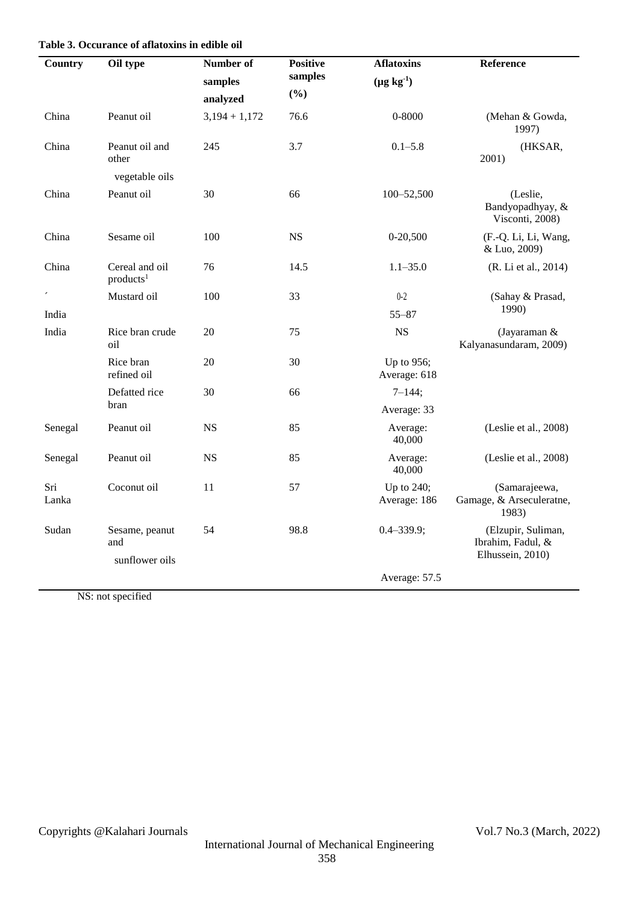**Table 3. Occurance of aflatoxins in edible oil**

| Country | Oil type | Number of samples analyzed | Positive samples (%) | Aflatoxins ($\mu g\ kg^{-1}$) | Reference |
|---|---|---|---|---|---|
| China | Peanut oil | 3,194 + 1,172 | 76.6 | 0-8000 | (Mehan & Gowda, 1997) |
| China | Peanut oil and other vegetable oils | 245 | 3.7 | 0.1–5.8 | (HKSAR, 2001) |
| China | Peanut oil | 30 | 66 | 100–52,500 | (Leslie, Bandyopadhyay, & Visconti, 2008) |
| China | Sesame oil | 100 | NS | 0-20,500 | (F.-Q. Li, Li, Wang, & Luo, 2009) |
| China | Cereal and oil products[1] | 76 | 14.5 | 1.1–35.0 | (R. Li et al., 2014) |
| ´ India | Mustard oil | 100 | 33 | 0-2 55–87 | (Sahay & Prasad, 1990) |
| India | Rice bran crude oil | 20 | 75 | NS | (Jayaraman & Kalyanasundaram, 2009) |
| | Rice bran refined oil | 20 | 30 | Up to 956; Average: 618 | |
| | Defatted rice bran | 30 | 66 | 7–144; Average: 33 | |
| Senegal | Peanut oil | NS | 85 | Average: 40,000 | (Leslie et al., 2008) |
| Senegal | Peanut oil | NS | 85 | Average: 40,000 | (Leslie et al., 2008) |
| Sri Lanka | Coconut oil | 11 | 57 | Up to 240; Average: 186 | (Samarajeewa, Gamage, & Arseculeratne, 1983) |
| Sudan | Sesame, peanut and sunflower oils | 54 | 98.8 | 0.4–339.9; Average: 57.5 | (Elzupir, Suliman, Ibrahim, Fadul, & Elhussein, 2010) |

NS: not specified